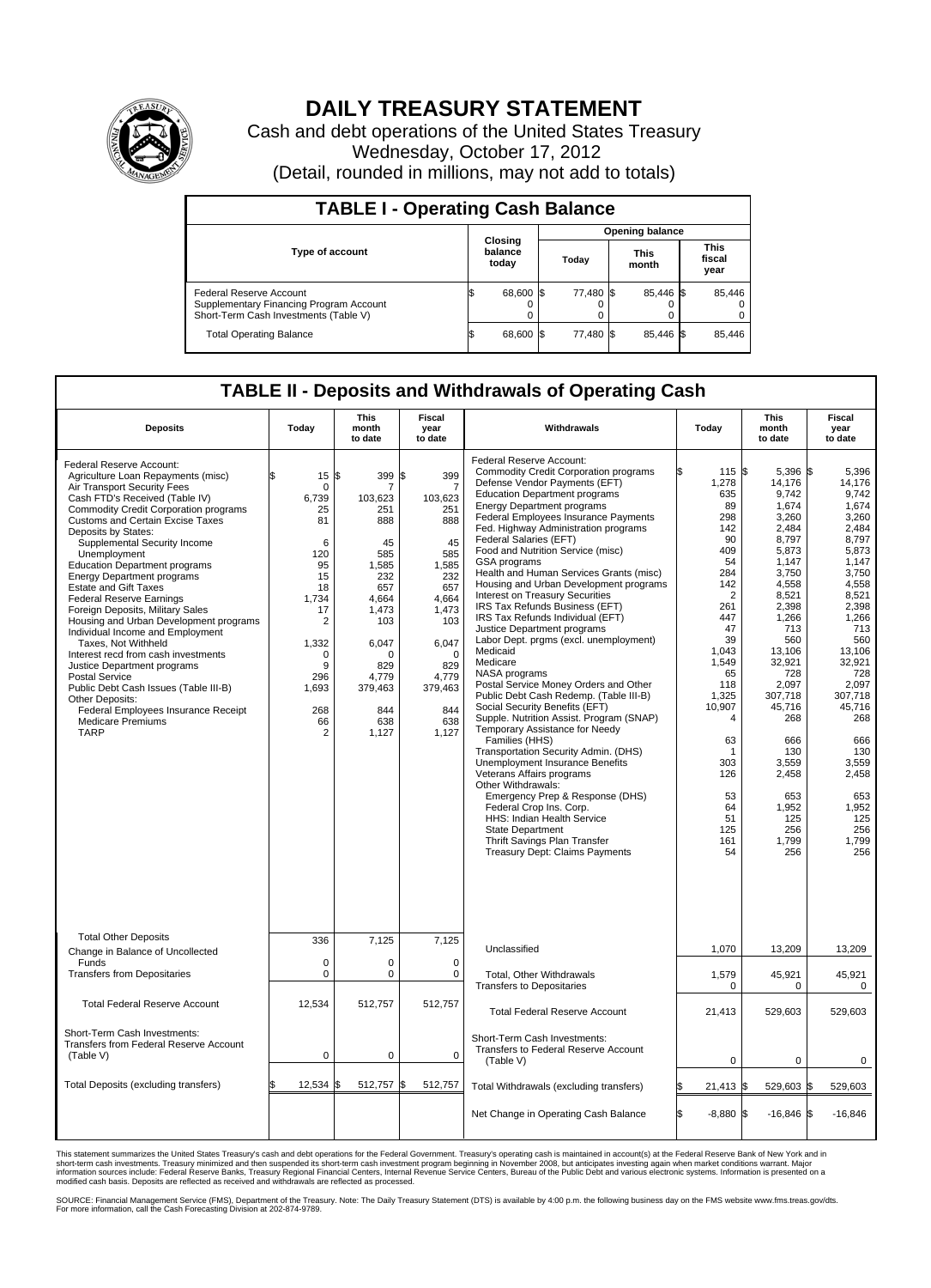# DAILY TREASURY STATEMENT

Cash and debt operations of the United States Treasury

Wednesday, October 17, 2012

(Detail, rounded in millions, may not add to totals)

## TABLE I - Operating Cash Balance

| Type of account | Closing balance today | Opening balance Today | Opening balance This month | Opening balance This fiscal year |
|---|---|---|---|---|
| Federal Reserve Account | $ 68,600 | $ 77,480 | $ 85,446 | $ 85,446 |
| Supplementary Financing Program Account | 0 | 0 | 0 | 0 |
| Short-Term Cash Investments (Table V) | 0 | 0 | 0 | 0 |
| Total Operating Balance | $ 68,600 | $ 77,480 | $ 85,446 | $ 85,446 |

## TABLE II - Deposits and Withdrawals of Operating Cash

| Deposits | Today | This month to date | Fiscal year to date | Withdrawals | Today | This month to date | Fiscal year to date |
|---|---|---|---|---|---|---|---|
| Federal Reserve Account: | | | | Federal Reserve Account: | | | |
| Agriculture Loan Repayments (misc) | $ 15 | $ 399 | $ 399 | Commodity Credit Corporation programs | $ 115 | $ 5,396 | $ 5,396 |
| Air Transport Security Fees | 0 | 7 | 7 | Defense Vendor Payments (EFT) | 1,278 | 14,176 | 14,176 |
| Cash FTD's Received (Table IV) | 6,739 | 103,623 | 103,623 | Education Department programs | 635 | 9,742 | 9,742 |
| Commodity Credit Corporation programs | 25 | 251 | 251 | Energy Department programs | 89 | 1,674 | 1,674 |
| Customs and Certain Excise Taxes | 81 | 888 | 888 | Federal Employees Insurance Payments | 298 | 3,260 | 3,260 |
| Deposits by States: | | | | Fed. Highway Administration programs | 142 | 2,484 | 2,484 |
| Supplemental Security Income | 6 | 45 | 45 | Federal Salaries (EFT) | 90 | 8,797 | 8,797 |
| Unemployment | 120 | 585 | 585 | Food and Nutrition Service (misc) | 409 | 5,873 | 5,873 |
| Education Department programs | 95 | 1,585 | 1,585 | GSA programs | 54 | 1,147 | 1,147 |
| Energy Department programs | 15 | 232 | 232 | Health and Human Services Grants (misc) | 284 | 3,750 | 3,750 |
| Estate and Gift Taxes | 18 | 657 | 657 | Housing and Urban Development programs | 142 | 4,558 | 4,558 |
| Federal Reserve Earnings | 1,734 | 4,664 | 4,664 | Interest on Treasury Securities | 2 | 8,521 | 8,521 |
| Foreign Deposits, Military Sales | 17 | 1,473 | 1,473 | IRS Tax Refunds Business (EFT) | 261 | 2,398 | 2,398 |
| Housing and Urban Development programs | 2 | 103 | 103 | IRS Tax Refunds Individual (EFT) | 447 | 1,266 | 1,266 |
| Individual Income and Employment Taxes, Not Withheld | 1,332 | 6,047 | 6,047 | Justice Department programs | 47 | 713 | 713 |
| Interest recd from cash investments | 0 | 0 | 0 | Labor Dept. prgms (excl. unemployment) | 39 | 560 | 560 |
| Justice Department programs | 9 | 829 | 829 | Medicaid | 1,043 | 13,106 | 13,106 |
| Postal Service | 296 | 4,779 | 4,779 | Medicare | 1,549 | 32,921 | 32,921 |
| Public Debt Cash Issues (Table III-B) | 1,693 | 379,463 | 379,463 | NASA programs | 65 | 728 | 728 |
| Other Deposits: | | | | Postal Service Money Orders and Other | 118 | 2,097 | 2,097 |
| Federal Employees Insurance Receipt | 268 | 844 | 844 | Public Debt Cash Redemp. (Table III-B) | 1,325 | 307,718 | 307,718 |
| Medicare Premiums | 66 | 638 | 638 | Social Security Benefits (EFT) | 10,907 | 45,716 | 45,716 |
| TARP | 2 | 1,127 | 1,127 | Supple. Nutrition Assist. Program (SNAP) | 4 | 268 | 268 |
| | | | | Temporary Assistance for Needy Families (HHS) | 63 | 666 | 666 |
| | | | | Transportation Security Admin. (DHS) | 1 | 130 | 130 |
| | | | | Unemployment Insurance Benefits | 303 | 3,559 | 3,559 |
| | | | | Veterans Affairs programs | 126 | 2,458 | 2,458 |
| | | | | Other Withdrawals: | | | |
| | | | | Emergency Prep & Response (DHS) | 53 | 653 | 653 |
| | | | | Federal Crop Ins. Corp. | 64 | 1,952 | 1,952 |
| | | | | HHS: Indian Health Service | 51 | 125 | 125 |
| | | | | State Department | 125 | 256 | 256 |
| | | | | Thrift Savings Plan Transfer | 161 | 1,799 | 1,799 |
| | | | | Treasury Dept: Claims Payments | 54 | 256 | 256 |
| Total Other Deposits | 336 | 7,125 | 7,125 | Unclassified | 1,070 | 13,209 | 13,209 |
| Change in Balance of Uncollected Funds | 0 | 0 | 0 | | | | |
| Transfers from Depositaries | 0 | 0 | 0 | Total, Other Withdrawals | 1,579 | 45,921 | 45,921 |
| | | | | Transfers to Depositaries | 0 | 0 | 0 |
| Total Federal Reserve Account | 12,534 | 512,757 | 512,757 | Total Federal Reserve Account | 21,413 | 529,603 | 529,603 |
| Short-Term Cash Investments: Transfers from Federal Reserve Account (Table V) | 0 | 0 | 0 | Short-Term Cash Investments: Transfers to Federal Reserve Account (Table V) | 0 | 0 | 0 |
| Total Deposits (excluding transfers) | $ 12,534 | $ 512,757 | $ 512,757 | Total Withdrawals (excluding transfers) | $ 21,413 | $ 529,603 | $ 529,603 |
| | | | | Net Change in Operating Cash Balance | $ -8,880 | $ -16,846 | $ -16,846 |

This statement summarizes the United States Treasury's cash and debt operations for the Federal Government. Treasury's operating cash is maintained in account(s) at the Federal Reserve Bank of New York and in short-term cash investments. Treasury minimized and then suspended its short-term cash investment program beginning in November 2008, but anticipates investing again when market conditions warrant. Major information sources include: Federal Reserve Banks, Treasury Regional Financial Centers, Internal Revenue Service Centers, Bureau of the Public Debt and various electronic systems. Information is presented on a modified cash basis. Deposits are reflected as received and withdrawals are reflected as processed.

SOURCE: Financial Management Service (FMS), Department of the Treasury. Note: The Daily Treasury Statement (DTS) is available by 4:00 p.m. the following business day on the FMS website www.fms.treas.gov/dts. For more information, call the Cash Forecasting Division at 202-874-9789.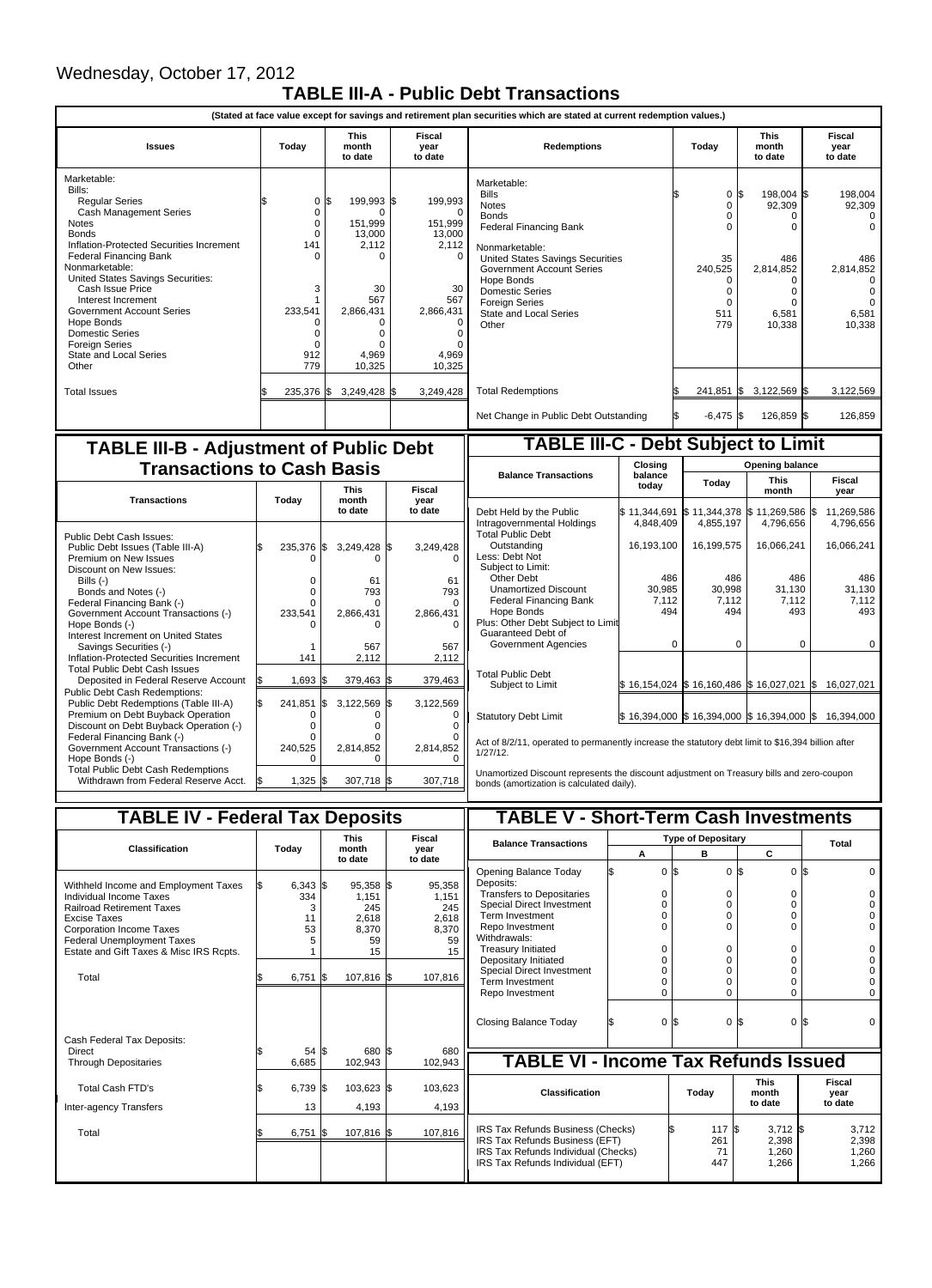Wednesday, October 17, 2012

# TABLE III-A - Public Debt Transactions

(Stated at face value except for savings and retirement plan securities which are stated at current redemption values.)

| Issues | Today | This month to date | Fiscal year to date |
|---|---|---|---|
| Marketable: | | | |
| Bills: | | | |
| Regular Series | $ 0 | $ 199,993 | $ 199,993 |
| Cash Management Series | 0 | 0 | 0 |
| Notes | 0 | 151,999 | 151,999 |
| Bonds | 0 | 13,000 | 13,000 |
| Inflation-Protected Securities Increment | 141 | 2,112 | 2,112 |
| Federal Financing Bank | 0 | 0 | 0 |
| Nonmarketable: | | | |
| United States Savings Securities: | | | |
| Cash Issue Price | 3 | 30 | 30 |
| Interest Increment | 1 | 567 | 567 |
| Government Account Series | 233,541 | 2,866,431 | 2,866,431 |
| Hope Bonds | 0 | 0 | 0 |
| Domestic Series | 0 | 0 | 0 |
| Foreign Series | 0 | 0 | 0 |
| State and Local Series | 912 | 4,969 | 4,969 |
| Other | 779 | 10,325 | 10,325 |
| Total Issues | $ 235,376 | $ 3,249,428 | $ 3,249,428 |

| Redemptions | Today | This month to date | Fiscal year to date |
|---|---|---|---|
| Marketable: | | | |
| Bills | $ 0 | $ 198,004 | $ 198,004 |
| Notes | 0 | 92,309 | 92,309 |
| Bonds | 0 | 0 | 0 |
| Federal Financing Bank | 0 | 0 | 0 |
| Nonmarketable: | | | |
| United States Savings Securities | 35 | 486 | 486 |
| Government Account Series | 240,525 | 2,814,852 | 2,814,852 |
| Hope Bonds | 0 | 0 | 0 |
| Domestic Series | 0 | 0 | 0 |
| Foreign Series | 0 | 0 | 0 |
| State and Local Series | 511 | 6,581 | 6,581 |
| Other | 779 | 10,338 | 10,338 |
| Total Redemptions | $ 241,851 | $ 3,122,569 | $ 3,122,569 |
| Net Change in Public Debt Outstanding | $ -6,475 | $ 126,859 | $ 126,859 |

# TABLE III-B - Adjustment of Public Debt Transactions to Cash Basis

| Transactions | Today | This month to date | Fiscal year to date |
|---|---|---|---|
| Public Debt Cash Issues: | | | |
| Public Debt Issues (Table III-A) | $ 235,376 | $ 3,249,428 | $ 3,249,428 |
| Premium on New Issues | 0 | 0 | 0 |
| Discount on New Issues: | | | |
| Bills (-) | 0 | 61 | 61 |
| Bonds and Notes (-) | 0 | 793 | 793 |
| Federal Financing Bank (-) | 0 | 0 | 0 |
| Government Account Transactions (-) | 233,541 | 2,866,431 | 2,866,431 |
| Hope Bonds (-) | 0 | 0 | 0 |
| Interest Increment on United States Savings Securities (-) | 1 | 567 | 567 |
| Inflation-Protected Securities Increment | 141 | 2,112 | 2,112 |
| Total Public Debt Cash Issues Deposited in Federal Reserve Account | $ 1,693 | $ 379,463 | $ 379,463 |
| Public Debt Cash Redemptions: | | | |
| Public Debt Redemptions (Table III-A) | $ 241,851 | $ 3,122,569 | $ 3,122,569 |
| Premium on Debt Buyback Operation | 0 | 0 | 0 |
| Discount on Debt Buyback Operation (-) | 0 | 0 | 0 |
| Federal Financing Bank (-) | 0 | 0 | 0 |
| Government Account Transactions (-) | 240,525 | 2,814,852 | 2,814,852 |
| Hope Bonds (-) | 0 | 0 | 0 |
| Total Public Debt Cash Redemptions Withdrawn from Federal Reserve Acct. | $ 1,325 | $ 307,718 | $ 307,718 |

# TABLE III-C - Debt Subject to Limit

| Balance Transactions | Closing balance today | Opening balance Today | Opening balance This month | Opening balance Fiscal year |
|---|---|---|---|---|
| Debt Held by the Public | $ 11,344,691 | $ 11,344,378 | $ 11,269,586 | $ 11,269,586 |
| Intragovernmental Holdings | 4,848,409 | 4,855,197 | 4,796,656 | 4,796,656 |
| Total Public Debt Outstanding | 16,193,100 | 16,199,575 | 16,066,241 | 16,066,241 |
| Less: Debt Not Subject to Limit: | | | | |
| Other Debt | 486 | 486 | 486 | 486 |
| Unamortized Discount | 30,985 | 30,998 | 31,130 | 31,130 |
| Federal Financing Bank | 7,112 | 7,112 | 7,112 | 7,112 |
| Hope Bonds | 494 | 494 | 493 | 493 |
| Plus: Other Debt Subject to Limit | | | | |
| Guaranteed Debt of Government Agencies | 0 | 0 | 0 | 0 |
| Total Public Debt Subject to Limit | $ 16,154,024 | $ 16,160,486 | $ 16,027,021 | $ 16,027,021 |
| Statutory Debt Limit | $ 16,394,000 | $ 16,394,000 | $ 16,394,000 | $ 16,394,000 |

Act of 8/2/11, operated to permanently increase the statutory debt limit to $16,394 billion after 1/27/12.

Unamortized Discount represents the discount adjustment on Treasury bills and zero-coupon bonds (amortization is calculated daily).

# TABLE IV - Federal Tax Deposits

| Classification | Today | This month to date | Fiscal year to date |
|---|---|---|---|
| Withheld Income and Employment Taxes | $ 6,343 | $ 95,358 | $ 95,358 |
| Individual Income Taxes | 334 | 1,151 | 1,151 |
| Railroad Retirement Taxes | 3 | 245 | 245 |
| Excise Taxes | 11 | 2,618 | 2,618 |
| Corporation Income Taxes | 53 | 8,370 | 8,370 |
| Federal Unemployment Taxes | 5 | 59 | 59 |
| Estate and Gift Taxes & Misc IRS Rcpts. | 1 | 15 | 15 |
| Total | $ 6,751 | $ 107,816 | $ 107,816 |
| Cash Federal Tax Deposits: | | | |
| Direct | $ 54 | $ 680 | $ 680 |
| Through Depositaries | 6,685 | 102,943 | 102,943 |
| Total Cash FTD's | $ 6,739 | $ 103,623 | $ 103,623 |
| Inter-agency Transfers | 13 | 4,193 | 4,193 |
| Total | $ 6,751 | $ 107,816 | $ 107,816 |

# TABLE V - Short-Term Cash Investments

| Balance Transactions | Type of Depositary A | B | C | Total |
|---|---|---|---|---|
| Opening Balance Today | $ 0 | $ 0 | $ 0 | $ 0 |
| Deposits: | | | | |
| Transfers to Depositaries | 0 | 0 | 0 | 0 |
| Special Direct Investment | 0 | 0 | 0 | 0 |
| Term Investment | 0 | 0 | 0 | 0 |
| Repo Investment | 0 | 0 | 0 | 0 |
| Withdrawals: | | | | |
| Treasury Initiated | 0 | 0 | 0 | 0 |
| Depositary Initiated | 0 | 0 | 0 | 0 |
| Special Direct Investment | 0 | 0 | 0 | 0 |
| Term Investment | 0 | 0 | 0 | 0 |
| Repo Investment | 0 | 0 | 0 | 0 |
| Closing Balance Today | $ 0 | $ 0 | $ 0 | $ 0 |

# TABLE VI - Income Tax Refunds Issued

| Classification | Today | This month to date | Fiscal year to date |
|---|---|---|---|
| IRS Tax Refunds Business (Checks) | $ 117 | $ 3,712 | $ 3,712 |
| IRS Tax Refunds Business (EFT) | 261 | 2,398 | 2,398 |
| IRS Tax Refunds Individual (Checks) | 71 | 1,260 | 1,260 |
| IRS Tax Refunds Individual (EFT) | 447 | 1,266 | 1,266 |